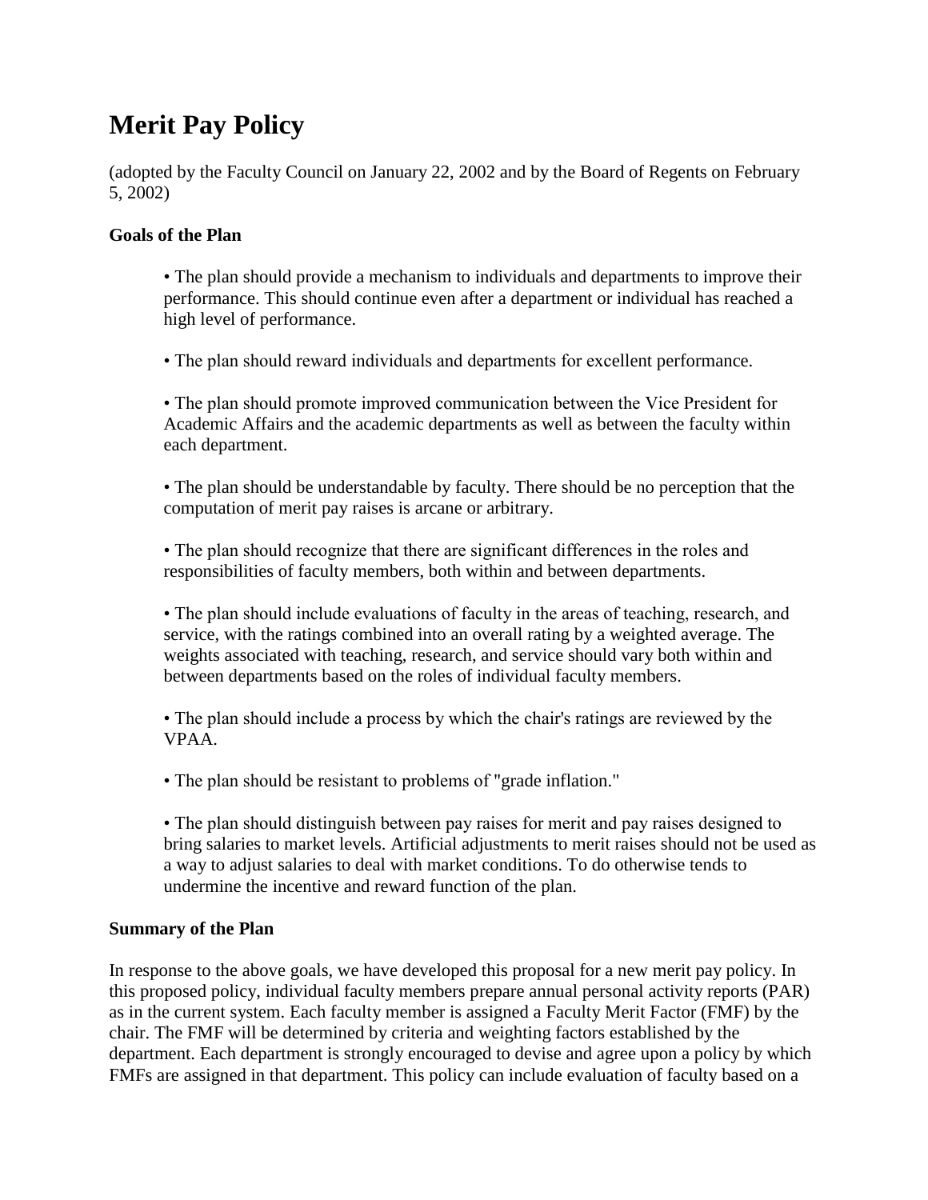# Merit Pay Policy

(adopted by the Faculty Council on January 22, 2002 and by the Board of Regents on February 5, 2002)

**Goals of the Plan**

- The plan should provide a mechanism to individuals and departments to improve their performance. This should continue even after a department or individual has reached a high level of performance.

- The plan should reward individuals and departments for excellent performance.

- The plan should promote improved communication between the Vice President for Academic Affairs and the academic departments as well as between the faculty within each department.

- The plan should be understandable by faculty. There should be no perception that the computation of merit pay raises is arcane or arbitrary.

- The plan should recognize that there are significant differences in the roles and responsibilities of faculty members, both within and between departments.

- The plan should include evaluations of faculty in the areas of teaching, research, and service, with the ratings combined into an overall rating by a weighted average. The weights associated with teaching, research, and service should vary both within and between departments based on the roles of individual faculty members.

- The plan should include a process by which the chair's ratings are reviewed by the VPAA.

- The plan should be resistant to problems of "grade inflation."

- The plan should distinguish between pay raises for merit and pay raises designed to bring salaries to market levels. Artificial adjustments to merit raises should not be used as a way to adjust salaries to deal with market conditions. To do otherwise tends to undermine the incentive and reward function of the plan.

**Summary of the Plan**

In response to the above goals, we have developed this proposal for a new merit pay policy. In this proposed policy, individual faculty members prepare annual personal activity reports (PAR) as in the current system. Each faculty member is assigned a Faculty Merit Factor (FMF) by the chair. The FMF will be determined by criteria and weighting factors established by the department. Each department is strongly encouraged to devise and agree upon a policy by which FMFs are assigned in that department. This policy can include evaluation of faculty based on a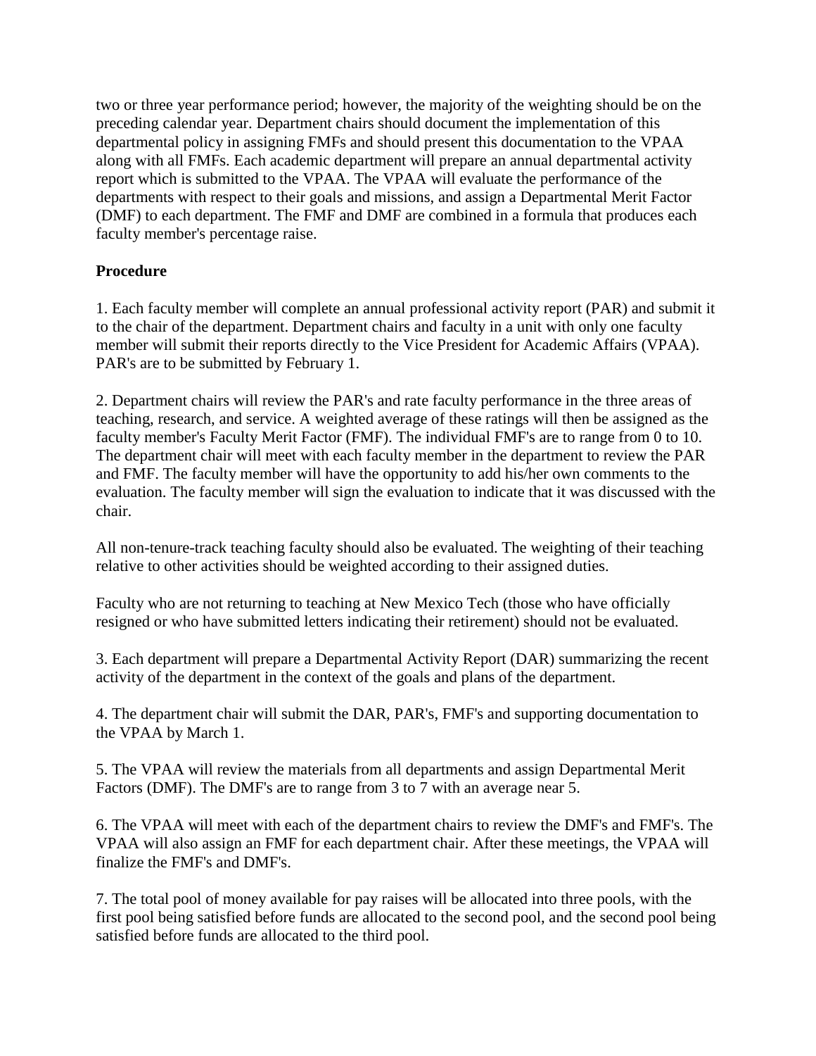two or three year performance period; however, the majority of the weighting should be on the preceding calendar year. Department chairs should document the implementation of this departmental policy in assigning FMFs and should present this documentation to the VPAA along with all FMFs. Each academic department will prepare an annual departmental activity report which is submitted to the VPAA. The VPAA will evaluate the performance of the departments with respect to their goals and missions, and assign a Departmental Merit Factor (DMF) to each department. The FMF and DMF are combined in a formula that produces each faculty member's percentage raise.

**Procedure**

1. Each faculty member will complete an annual professional activity report (PAR) and submit it to the chair of the department. Department chairs and faculty in a unit with only one faculty member will submit their reports directly to the Vice President for Academic Affairs (VPAA). PAR's are to be submitted by February 1.

2. Department chairs will review the PAR's and rate faculty performance in the three areas of teaching, research, and service. A weighted average of these ratings will then be assigned as the faculty member's Faculty Merit Factor (FMF). The individual FMF's are to range from 0 to 10. The department chair will meet with each faculty member in the department to review the PAR and FMF. The faculty member will have the opportunity to add his/her own comments to the evaluation. The faculty member will sign the evaluation to indicate that it was discussed with the chair.

All non-tenure-track teaching faculty should also be evaluated. The weighting of their teaching relative to other activities should be weighted according to their assigned duties.

Faculty who are not returning to teaching at New Mexico Tech (those who have officially resigned or who have submitted letters indicating their retirement) should not be evaluated.

3. Each department will prepare a Departmental Activity Report (DAR) summarizing the recent activity of the department in the context of the goals and plans of the department.

4. The department chair will submit the DAR, PAR's, FMF's and supporting documentation to the VPAA by March 1.

5. The VPAA will review the materials from all departments and assign Departmental Merit Factors (DMF). The DMF's are to range from 3 to 7 with an average near 5.

6. The VPAA will meet with each of the department chairs to review the DMF's and FMF's. The VPAA will also assign an FMF for each department chair. After these meetings, the VPAA will finalize the FMF's and DMF's.

7. The total pool of money available for pay raises will be allocated into three pools, with the first pool being satisfied before funds are allocated to the second pool, and the second pool being satisfied before funds are allocated to the third pool.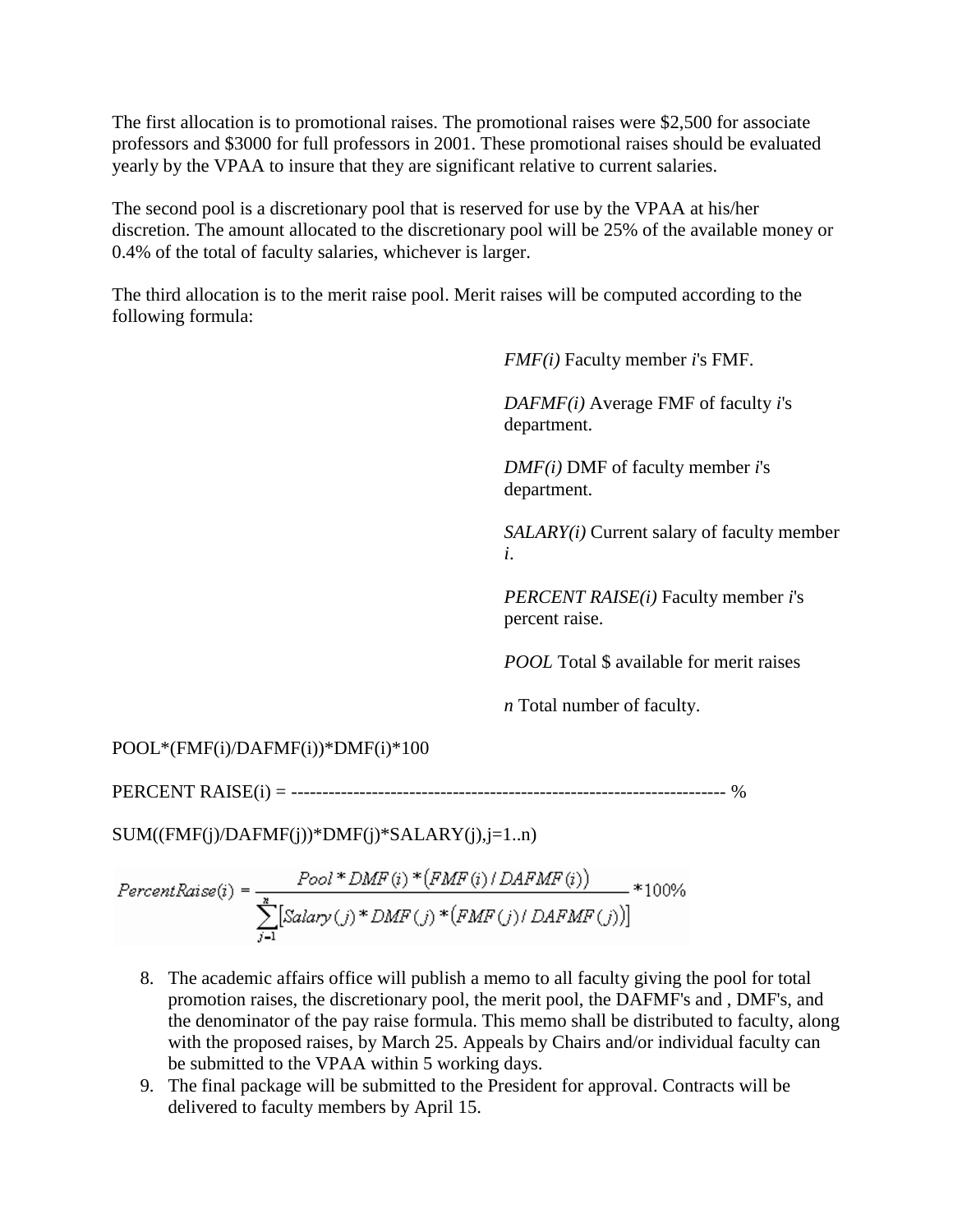The first allocation is to promotional raises. The promotional raises were $2,500 for associate professors and $3000 for full professors in 2001. These promotional raises should be evaluated yearly by the VPAA to insure that they are significant relative to current salaries.

The second pool is a discretionary pool that is reserved for use by the VPAA at his/her discretion. The amount allocated to the discretionary pool will be 25% of the available money or 0.4% of the total of faculty salaries, whichever is larger.

The third allocation is to the merit raise pool. Merit raises will be computed according to the following formula:

*FMF(i)* Faculty member *i*'s FMF.

*DAFMF(i)* Average FMF of faculty *i*'s department.

*DMF(i)* DMF of faculty member *i*'s department.

*SALARY(i)* Current salary of faculty member *i*.

*PERCENT RAISE(i)* Faculty member *i*'s percent raise.

*POOL* Total $ available for merit raises

*n* Total number of faculty.

POOL*(FMF(i)/DAFMF(i))*DMF(i)*100

PERCENT RAISE(i) = ---------------------------------------------------------------------- %

SUM((FMF(j)/DAFMF(j))*DMF(j)*SALARY(j),j=1..n)

$$PercentRaise(i) = \frac{Pool * DMF(i) * \left(FMF(i) / DAFMF(i)\right)}{\sum_{j=1}^{n}\left[Salary(j) * DMF(j) * \left(FMF(j) / DAFMF(j)\right)\right]} * 100\%$$

8. The academic affairs office will publish a memo to all faculty giving the pool for total promotion raises, the discretionary pool, the merit pool, the DAFMF's and , DMF's, and the denominator of the pay raise formula. This memo shall be distributed to faculty, along with the proposed raises, by March 25. Appeals by Chairs and/or individual faculty can be submitted to the VPAA within 5 working days.
9. The final package will be submitted to the President for approval. Contracts will be delivered to faculty members by April 15.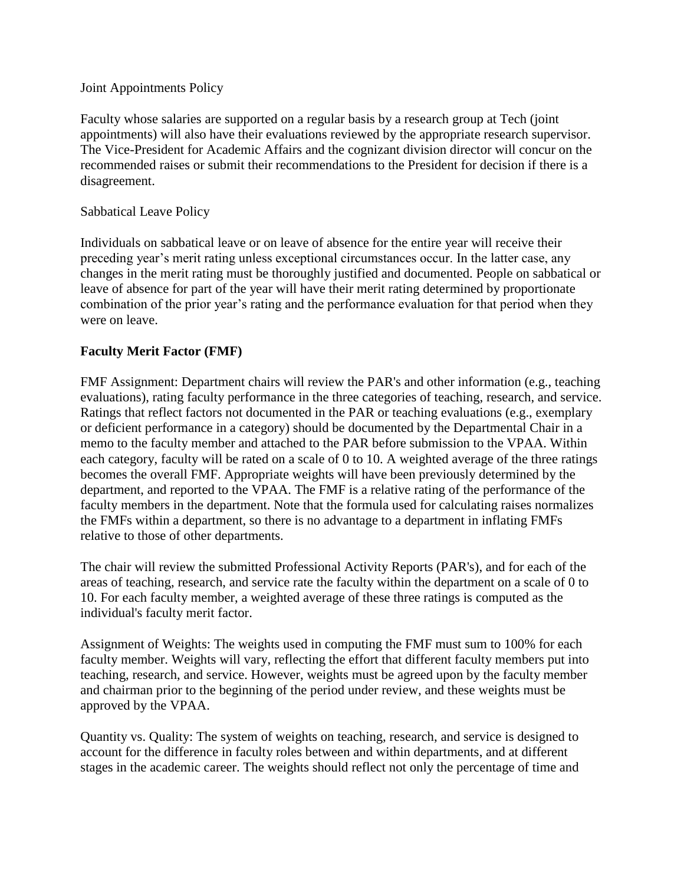Joint Appointments Policy

Faculty whose salaries are supported on a regular basis by a research group at Tech (joint appointments) will also have their evaluations reviewed by the appropriate research supervisor. The Vice-President for Academic Affairs and the cognizant division director will concur on the recommended raises or submit their recommendations to the President for decision if there is a disagreement.

Sabbatical Leave Policy

Individuals on sabbatical leave or on leave of absence for the entire year will receive their preceding year's merit rating unless exceptional circumstances occur. In the latter case, any changes in the merit rating must be thoroughly justified and documented. People on sabbatical or leave of absence for part of the year will have their merit rating determined by proportionate combination of the prior year's rating and the performance evaluation for that period when they were on leave.

**Faculty Merit Factor (FMF)**

FMF Assignment: Department chairs will review the PAR's and other information (e.g., teaching evaluations), rating faculty performance in the three categories of teaching, research, and service. Ratings that reflect factors not documented in the PAR or teaching evaluations (e.g., exemplary or deficient performance in a category) should be documented by the Departmental Chair in a memo to the faculty member and attached to the PAR before submission to the VPAA. Within each category, faculty will be rated on a scale of 0 to 10. A weighted average of the three ratings becomes the overall FMF. Appropriate weights will have been previously determined by the department, and reported to the VPAA. The FMF is a relative rating of the performance of the faculty members in the department. Note that the formula used for calculating raises normalizes the FMFs within a department, so there is no advantage to a department in inflating FMFs relative to those of other departments.

The chair will review the submitted Professional Activity Reports (PAR's), and for each of the areas of teaching, research, and service rate the faculty within the department on a scale of 0 to 10. For each faculty member, a weighted average of these three ratings is computed as the individual's faculty merit factor.

Assignment of Weights: The weights used in computing the FMF must sum to 100% for each faculty member. Weights will vary, reflecting the effort that different faculty members put into teaching, research, and service. However, weights must be agreed upon by the faculty member and chairman prior to the beginning of the period under review, and these weights must be approved by the VPAA.

Quantity vs. Quality: The system of weights on teaching, research, and service is designed to account for the difference in faculty roles between and within departments, and at different stages in the academic career. The weights should reflect not only the percentage of time and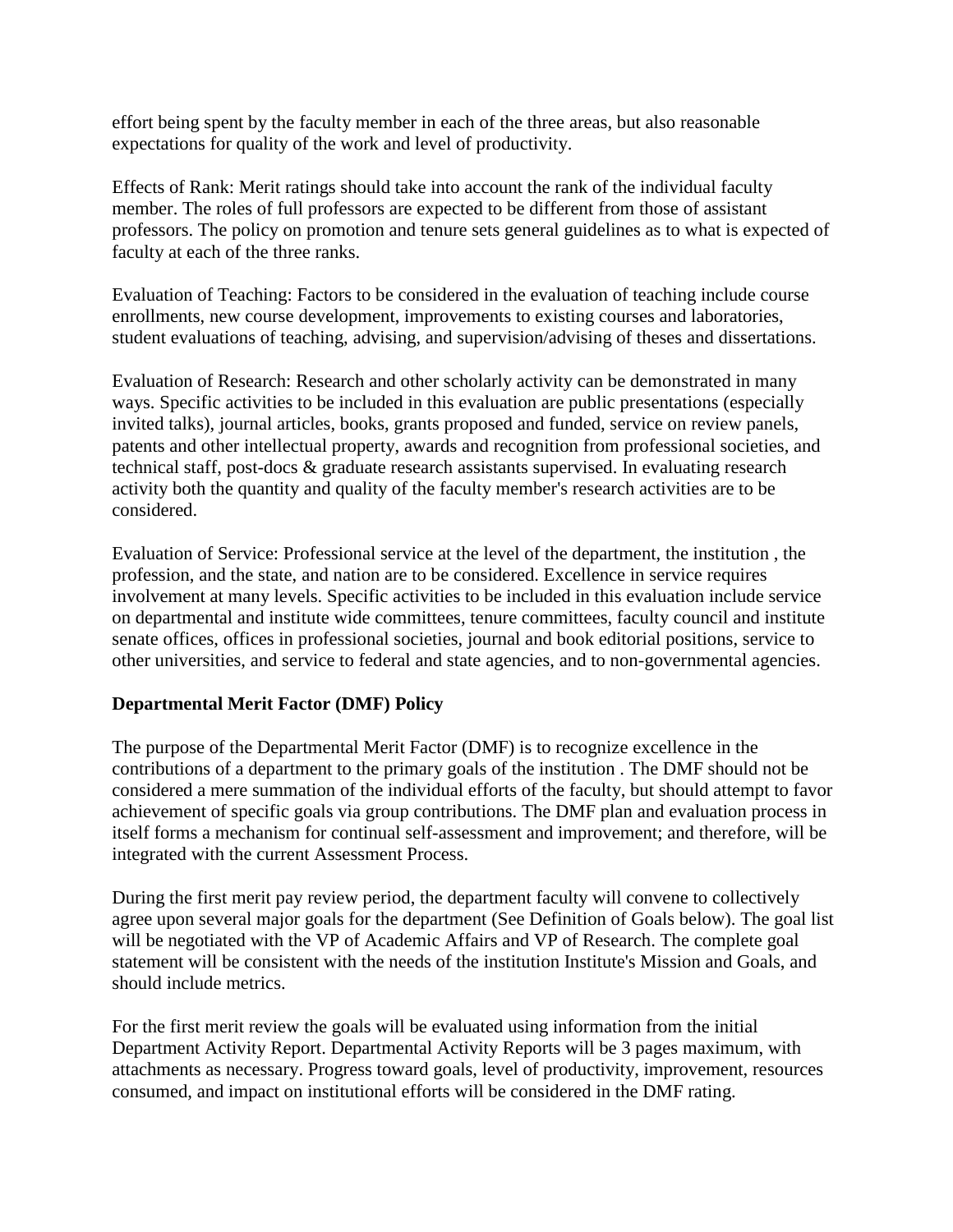effort being spent by the faculty member in each of the three areas, but also reasonable expectations for quality of the work and level of productivity.

Effects of Rank: Merit ratings should take into account the rank of the individual faculty member. The roles of full professors are expected to be different from those of assistant professors. The policy on promotion and tenure sets general guidelines as to what is expected of faculty at each of the three ranks.

Evaluation of Teaching: Factors to be considered in the evaluation of teaching include course enrollments, new course development, improvements to existing courses and laboratories, student evaluations of teaching, advising, and supervision/advising of theses and dissertations.

Evaluation of Research: Research and other scholarly activity can be demonstrated in many ways. Specific activities to be included in this evaluation are public presentations (especially invited talks), journal articles, books, grants proposed and funded, service on review panels, patents and other intellectual property, awards and recognition from professional societies, and technical staff, post-docs & graduate research assistants supervised. In evaluating research activity both the quantity and quality of the faculty member's research activities are to be considered.

Evaluation of Service: Professional service at the level of the department, the institution , the profession, and the state, and nation are to be considered. Excellence in service requires involvement at many levels. Specific activities to be included in this evaluation include service on departmental and institute wide committees, tenure committees, faculty council and institute senate offices, offices in professional societies, journal and book editorial positions, service to other universities, and service to federal and state agencies, and to non-governmental agencies.

**Departmental Merit Factor (DMF) Policy**

The purpose of the Departmental Merit Factor (DMF) is to recognize excellence in the contributions of a department to the primary goals of the institution . The DMF should not be considered a mere summation of the individual efforts of the faculty, but should attempt to favor achievement of specific goals via group contributions. The DMF plan and evaluation process in itself forms a mechanism for continual self-assessment and improvement; and therefore, will be integrated with the current Assessment Process.

During the first merit pay review period, the department faculty will convene to collectively agree upon several major goals for the department (See Definition of Goals below). The goal list will be negotiated with the VP of Academic Affairs and VP of Research. The complete goal statement will be consistent with the needs of the institution Institute's Mission and Goals, and should include metrics.

For the first merit review the goals will be evaluated using information from the initial Department Activity Report. Departmental Activity Reports will be 3 pages maximum, with attachments as necessary. Progress toward goals, level of productivity, improvement, resources consumed, and impact on institutional efforts will be considered in the DMF rating.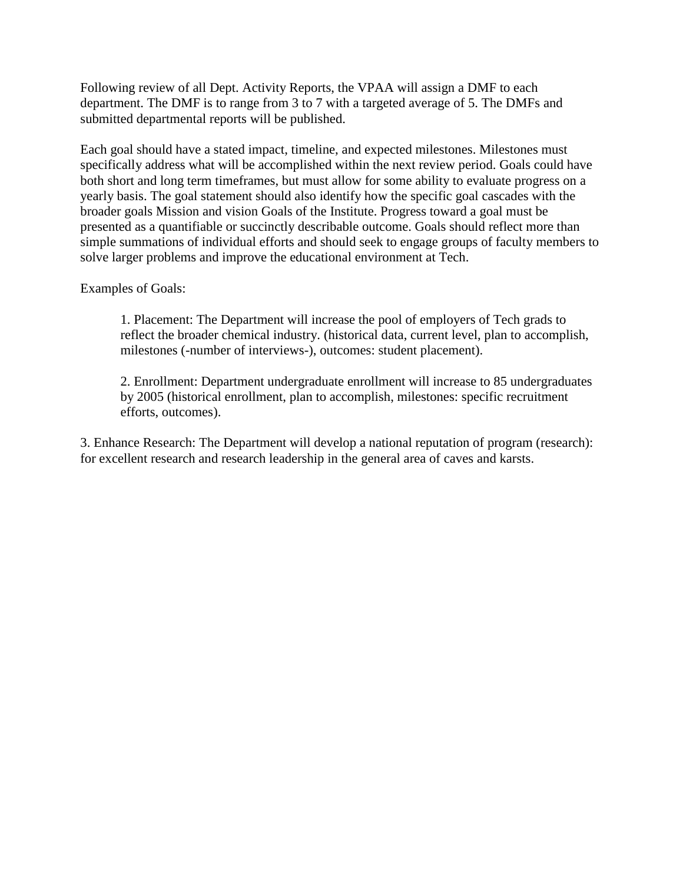Following review of all Dept. Activity Reports, the VPAA will assign a DMF to each department. The DMF is to range from 3 to 7 with a targeted average of 5. The DMFs and submitted departmental reports will be published.

Each goal should have a stated impact, timeline, and expected milestones. Milestones must specifically address what will be accomplished within the next review period. Goals could have both short and long term timeframes, but must allow for some ability to evaluate progress on a yearly basis. The goal statement should also identify how the specific goal cascades with the broader goals Mission and vision Goals of the Institute. Progress toward a goal must be presented as a quantifiable or succinctly describable outcome. Goals should reflect more than simple summations of individual efforts and should seek to engage groups of faculty members to solve larger problems and improve the educational environment at Tech.

Examples of Goals:

> 1. Placement: The Department will increase the pool of employers of Tech grads to reflect the broader chemical industry. (historical data, current level, plan to accomplish, milestones (-number of interviews-), outcomes: student placement).
>
> 2. Enrollment: Department undergraduate enrollment will increase to 85 undergraduates by 2005 (historical enrollment, plan to accomplish, milestones: specific recruitment efforts, outcomes).

3. Enhance Research: The Department will develop a national reputation of program (research): for excellent research and research leadership in the general area of caves and karsts.